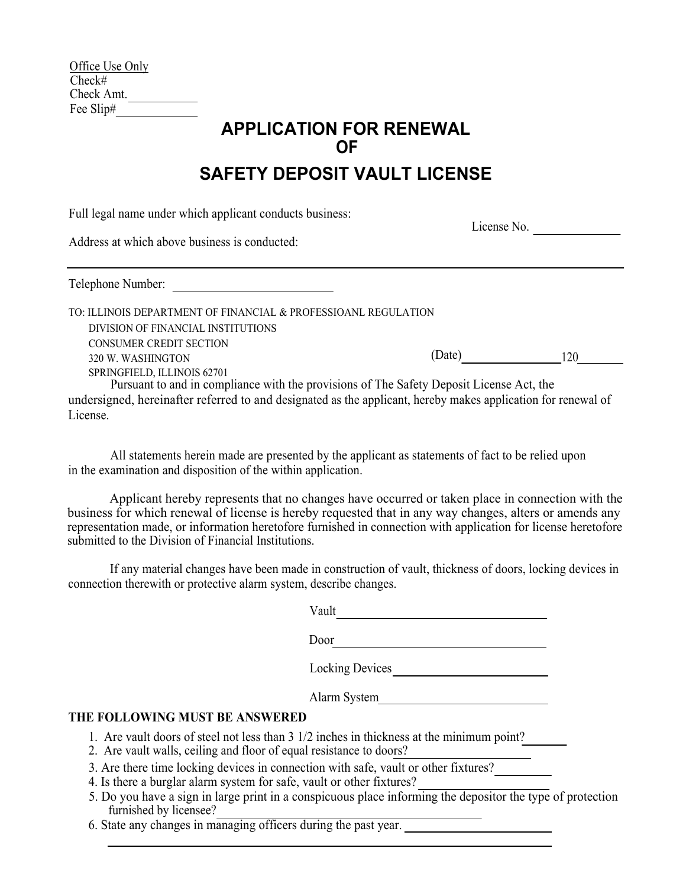Office Use Only
Check#
Check Amt. \_\_\_\_\_\_\_\_\_\_\_
Fee Slip# \_\_\_\_\_\_\_\_\_\_\_\_

# APPLICATION FOR RENEWAL
# OF
# SAFETY DEPOSIT VAULT LICENSE

Full legal name under which applicant conducts business:

License No. \_\_\_\_\_\_\_\_\_\_\_\_\_\_

Address at which above business is conducted:

---

Telephone Number: \_\_\_\_\_\_\_\_\_\_\_\_\_\_\_\_\_\_\_\_\_\_\_\_\_\_

TO: ILLINOIS DEPARTMENT OF FINANCIAL & PROFESSIOANL REGULATION
DIVISION OF FINANCIAL INSTITUTIONS
CONSUMER CREDIT SECTION
320 W. WASHINGTON
SPRINGFIELD, ILLINOIS 62701

(Date) \_\_\_\_\_\_\_\_\_\_\_\_\_\_\_\_ 120\_\_\_\_\_\_\_

Pursuant to and in compliance with the provisions of The Safety Deposit License Act, the undersigned, hereinafter referred to and designated as the applicant, hereby makes application for renewal of License.

All statements herein made are presented by the applicant as statements of fact to be relied upon in the examination and disposition of the within application.

Applicant hereby represents that no changes have occurred or taken place in connection with the business for which renewal of license is hereby requested that in any way changes, alters or amends any representation made, or information heretofore furnished in connection with application for license heretofore submitted to the Division of Financial Institutions.

If any material changes have been made in construction of vault, thickness of doors, locking devices in connection therewith or protective alarm system, describe changes.

Vault \_\_\_\_\_\_\_\_\_\_\_\_\_\_\_\_\_\_\_\_\_\_\_\_\_\_\_\_\_\_\_\_\_\_\_\_

Door \_\_\_\_\_\_\_\_\_\_\_\_\_\_\_\_\_\_\_\_\_\_\_\_\_\_\_\_\_\_\_\_\_\_\_\_

Locking Devices \_\_\_\_\_\_\_\_\_\_\_\_\_\_\_\_\_\_\_\_\_\_\_\_\_\_

Alarm System \_\_\_\_\_\_\_\_\_\_\_\_\_\_\_\_\_\_\_\_\_\_\_\_\_\_\_\_

**THE FOLLOWING MUST BE ANSWERED**

1. Are vault doors of steel not less than 3 1/2 inches in thickness at the minimum point? \_\_\_\_\_\_\_
2. Are vault walls, ceiling and floor of equal resistance to doors? \_\_\_\_\_\_\_\_\_\_\_\_\_\_\_\_\_\_\_\_
3. Are there time locking devices in connection with safe, vault or other fixtures? \_\_\_\_\_\_\_\_\_\_
4. Is there a burglar alarm system for safe, vault or other fixtures? \_\_\_\_\_\_\_\_\_\_\_\_\_\_\_\_\_\_\_\_\_\_
5. Do you have a sign in large print in a conspicuous place informing the depositor the type of protection furnished by licensee? \_\_\_\_\_\_\_\_\_\_\_\_\_\_\_\_\_\_\_\_\_\_\_\_\_\_\_\_\_\_\_\_\_\_\_\_\_\_\_\_\_\_\_\_\_\_\_\_
6. State any changes in managing officers during the past year. \_\_\_\_\_\_\_\_\_\_\_\_\_\_\_\_\_\_\_\_\_\_\_\_\_\_\_\_\_\_\_\_\_\_\_\_\_\_\_\_\_\_\_\_\_\_\_\_\_\_\_\_\_\_\_\_\_\_\_\_\_\_\_\_\_\_\_\_\_\_\_\_\_\_\_\_\_\_\_\_\_\_\_\_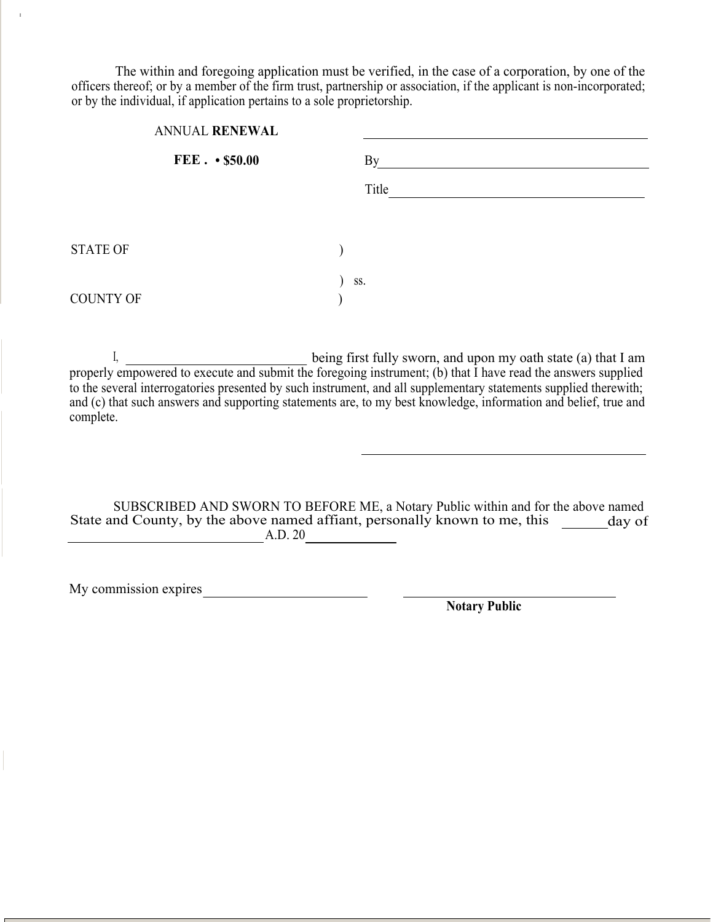The within and foregoing application must be verified, in the case of a corporation, by one of the officers thereof; or by a member of the firm trust, partnership or association, if the applicant is non-incorporated; or by the individual, if application pertains to a sole proprietorship.

ANNUAL **RENEWAL** ______________________________

**FEE . • $50.00** By______________________________

Title______________________________

STATE OF )

) ss.

COUNTY OF )

I, ______________________ being first fully sworn, and upon my oath state (a) that I am properly empowered to execute and submit the foregoing instrument; (b) that I have read the answers supplied to the several interrogatories presented by such instrument, and all supplementary statements supplied therewith; and (c) that such answers and supporting statements are, to my best knowledge, information and belief, true and complete.

______________________________

SUBSCRIBED AND SWORN TO BEFORE ME, a Notary Public within and for the above named State and County, by the above named affiant, personally known to me, this ______day of ______________________ A.D. 20__________

My commission expires______________________ ______________________________

**Notary Public**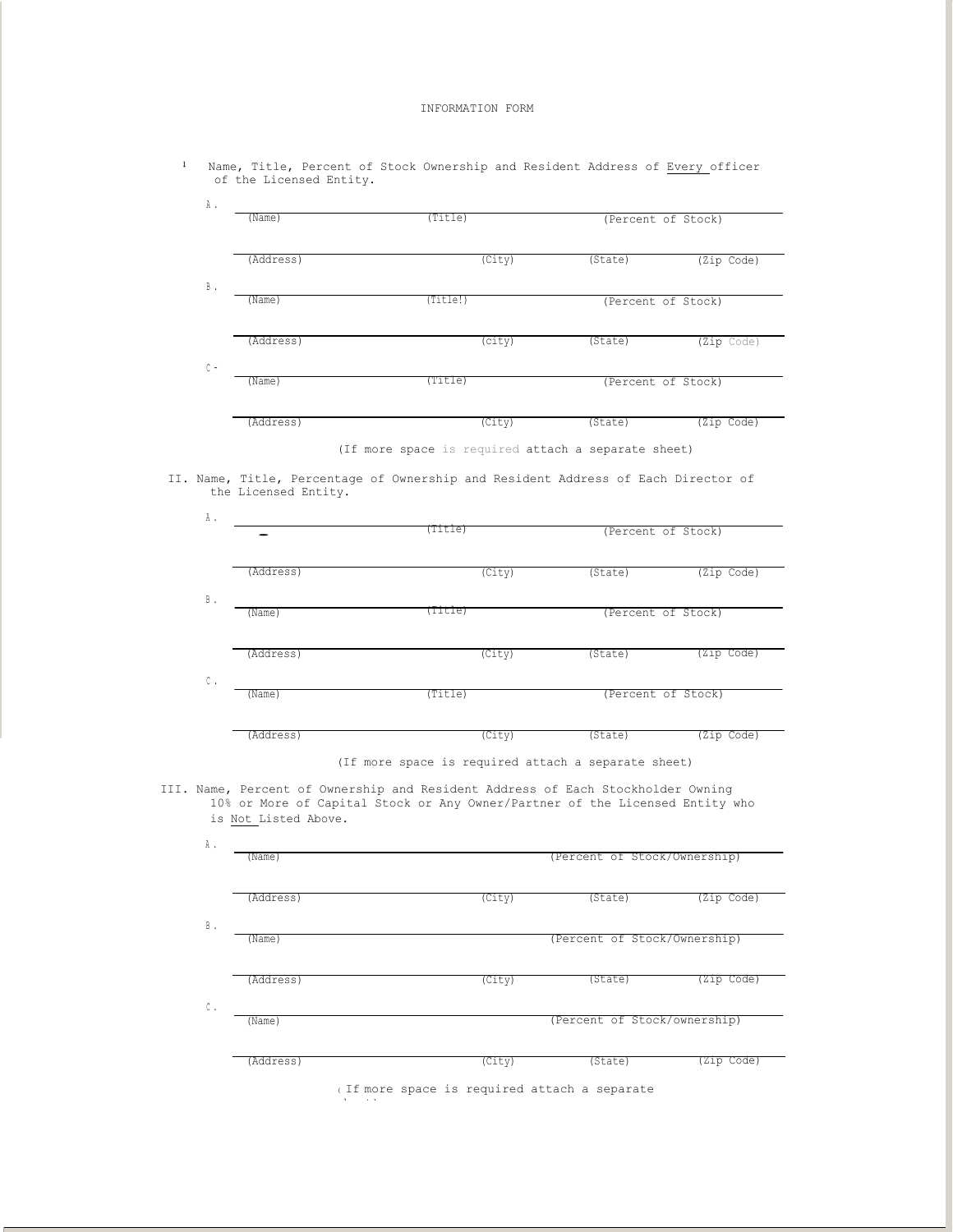# INFORMATION FORM

I. Name, Title, Percent of Stock Ownership and Resident Address of Every officer of the Licensed Entity.

A. ______________________________________________________________

(Name) (Title) (Percent of Stock)

______________________________________________________________

(Address) (City) (State) (Zip Code)

B. ______________________________________________________________

(Name) (Title!) (Percent of Stock)

______________________________________________________________

(Address) (city) (State) (Zip Code)

C- ______________________________________________________________

(Name) (Title) (Percent of Stock)

______________________________________________________________

(Address) (City) (State) (Zip Code)

(If more space is required attach a separate sheet)

II. Name, Title, Percentage of Ownership and Resident Address of Each Director of the Licensed Entity.

A. ______________________________________________________________

(Title) (Percent of Stock)

______________________________________________________________

(Address) (City) (State) (Zip Code)

B. ______________________________________________________________

(Name) (Title) (Percent of Stock)

______________________________________________________________

(Address) (City) (State) (Zip Code)

C. ______________________________________________________________

(Name) (Title) (Percent of Stock)

______________________________________________________________

(Address) (City) (State) (Zip Code)

(If more space is required attach a separate sheet)

III. Name, Percent of Ownership and Resident Address of Each Stockholder Owning 10% or More of Capital Stock or Any Owner/Partner of the Licensed Entity who is Not Listed Above.

A. ______________________________________________________________

(Name) (Percent of Stock/Ownership)

______________________________________________________________

(Address) (City) (State) (Zip Code)

B. ______________________________________________________________

(Name) (Percent of Stock/Ownership)

______________________________________________________________

(Address) (City) (State) (Zip Code)

C. ______________________________________________________________

(Name) (Percent of Stock/ownership)

______________________________________________________________

(Address) (City) (State) (Zip Code)

(If more space is required attach a separate sheet)